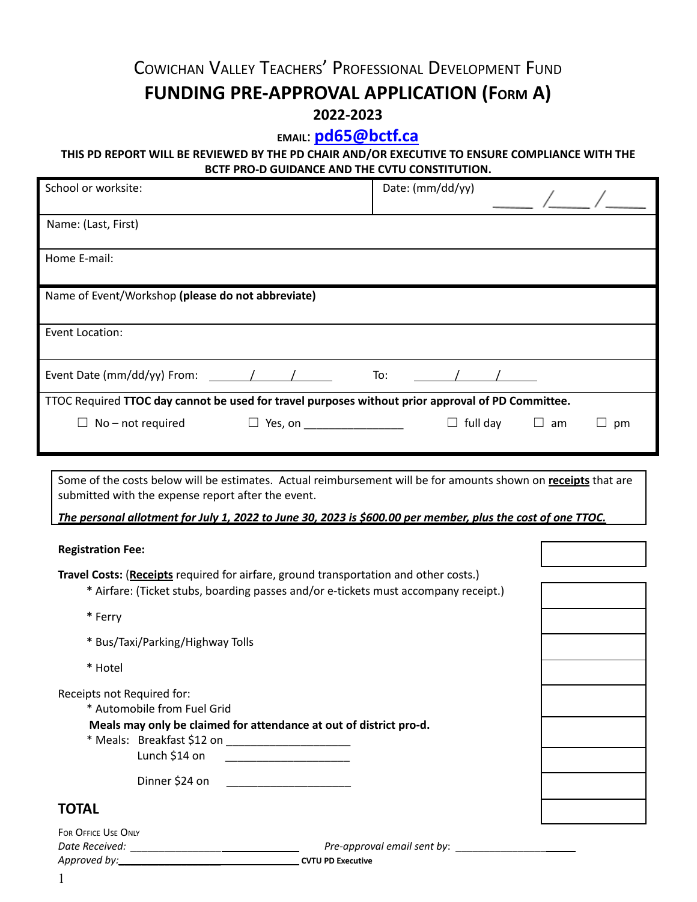# Cowichan Valley Teachers' Professional Development Fund

## FUNDING PRE-APPROVAL APPLICATION (Form A)

### 2022-2023

**EMAIL: pd65@bctf.ca**

**THIS PD REPORT WILL BE REVIEWED BY THE PD CHAIR AND/OR EXECUTIVE TO ENSURE COMPLIANCE WITH THE BCTF PRO-D GUIDANCE AND THE CVTU CONSTITUTION.**

| School or worksite: | Date: (mm/dd/yy) \_\_\_\_ / \_\_\_\_ / \_\_\_\_ |
|---|---|
| Name: (Last, First) | |
| Home E-mail: | |
| Name of Event/Workshop **(please do not abbreviate)** | |
| Event Location: | |
| Event Date (mm/dd/yy) From: \_\_\_\_ / \_\_\_\_ / \_\_\_\_ | To: \_\_\_\_ / \_\_\_\_ / \_\_\_\_ |

TTOC Required **TTOC day cannot be used for travel purposes without prior approval of PD Committee.**

☐ No – not required ☐ Yes, on \_\_\_\_\_\_\_\_\_\_\_\_\_\_\_\_ ☐ full day ☐ am ☐ pm

Some of the costs below will be estimates. Actual reimbursement will be for amounts shown on **receipts** that are submitted with the expense report after the event.

***The personal allotment for July 1, 2022 to June 30, 2023 is $600.00 per member, plus the cost of one TTOC.***

| | |
|---|---|
| **Registration Fee:** | |
| **Travel Costs:** (**Receipts** required for airfare, ground transportation and other costs.) | |
| * Airfare: (Ticket stubs, boarding passes and/or e-tickets must accompany receipt.) | |
| * Ferry | |
| * Bus/Taxi/Parking/Highway Tolls | |
| * Hotel | |
| Receipts not Required for: * Automobile from Fuel Grid | |
| **Meals may only be claimed for attendance at out of district pro-d.** * Meals: Breakfast $12 on \_\_\_\_\_\_\_\_\_\_\_\_\_\_\_\_\_\_\_\_ | |
| Lunch $14 on \_\_\_\_\_\_\_\_\_\_\_\_\_\_\_\_\_\_\_\_ | |
| Dinner $24 on \_\_\_\_\_\_\_\_\_\_\_\_\_\_\_\_\_\_\_\_ | |
| **TOTAL** | |

For Office Use Only

*Date Received:* \_\_\_\_\_\_\_\_\_\_\_\_\_\_\_\_\_\_\_\_\_\_\_\_\_\_\_\_ *Pre-approval email sent by:* \_\_\_\_\_\_\_\_\_\_\_\_\_\_\_\_\_\_\_\_\_\_

*Approved by:*\_\_\_\_\_\_\_\_\_\_\_\_\_\_\_\_\_\_\_\_\_\_\_\_\_\_\_\_\_\_ **CVTU PD Executive**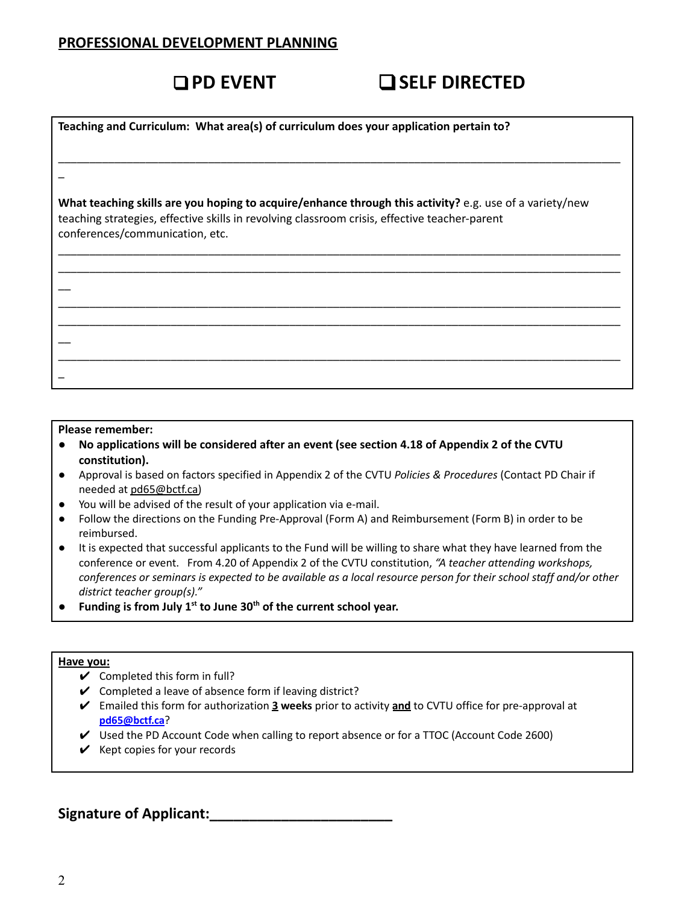**PROFESSIONAL DEVELOPMENT PLANNING**

❏ **PD EVENT** ❏ **SELF DIRECTED**

**Teaching and Curriculum: What area(s) of curriculum does your application pertain to?**

_____________________________________________________________________________________

**What teaching skills are you hoping to acquire/enhance through this activity?** e.g. use of a variety/new teaching strategies, effective skills in revolving classroom crisis, effective teacher-parent conferences/communication, etc.

_____________________________________________________________________________________
_____________________________________________________________________________________
_____________________________________________________________________________________
_____________________________________________________________________________________
_____________________________________________________________________________________

**Please remember:**

- **No applications will be considered after an event (see section 4.18 of Appendix 2 of the CVTU constitution).**
- Approval is based on factors specified in Appendix 2 of the CVTU *Policies & Procedures* (Contact PD Chair if needed at pd65@bctf.ca)
- You will be advised of the result of your application via e-mail.
- Follow the directions on the Funding Pre-Approval (Form A) and Reimbursement (Form B) in order to be reimbursed.
- It is expected that successful applicants to the Fund will be willing to share what they have learned from the conference or event. From 4.20 of Appendix 2 of the CVTU constitution, *"A teacher attending workshops, conferences or seminars is expected to be available as a local resource person for their school staff and/or other district teacher group(s)."*
- **Funding is from July 1st to June 30th of the current school year.**

**Have you:**

- ✔ Completed this form in full?
- ✔ Completed a leave of absence form if leaving district?
- ✔ Emailed this form for authorization **3 weeks** prior to activity **and** to CVTU office for pre-approval at **pd65@bctf.ca**?
- ✔ Used the PD Account Code when calling to report absence or for a TTOC (Account Code 2600)
- ✔ Kept copies for your records

**Signature of Applicant:_______________________**